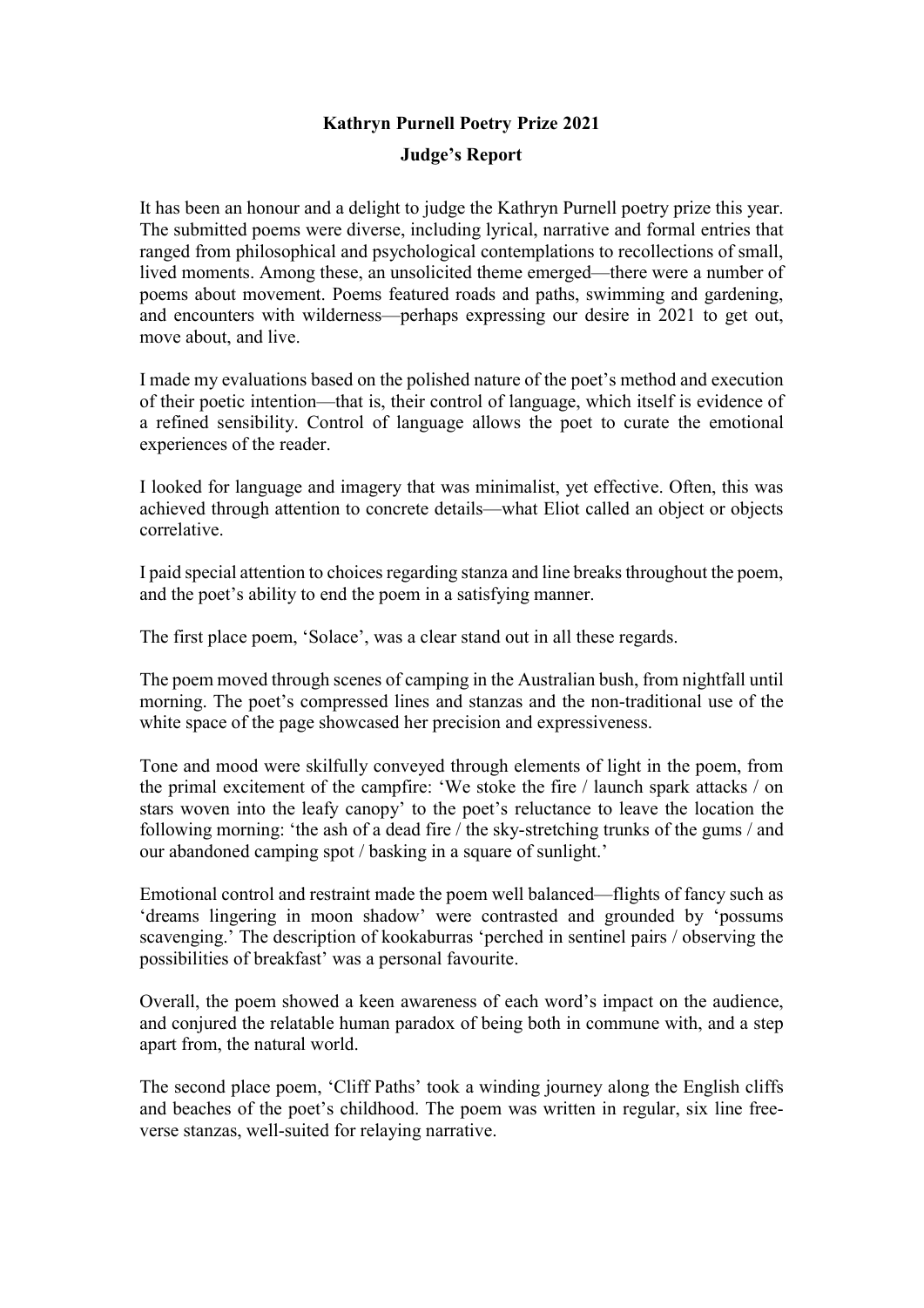# Kathryn Purnell Poetry Prize 2021

## Judge's Report

It has been an honour and a delight to judge the Kathryn Purnell poetry prize this year. The submitted poems were diverse, including lyrical, narrative and formal entries that ranged from philosophical and psychological contemplations to recollections of small, lived moments. Among these, an unsolicited theme emerged—there were a number of poems about movement. Poems featured roads and paths, swimming and gardening, and encounters with wilderness—perhaps expressing our desire in 2021 to get out, move about, and live.

I made my evaluations based on the polished nature of the poet's method and execution of their poetic intention—that is, their control of language, which itself is evidence of a refined sensibility. Control of language allows the poet to curate the emotional experiences of the reader.

I looked for language and imagery that was minimalist, yet effective. Often, this was achieved through attention to concrete details—what Eliot called an object or objects correlative.

I paid special attention to choices regarding stanza and line breaks throughout the poem, and the poet's ability to end the poem in a satisfying manner.

The first place poem, 'Solace', was a clear stand out in all these regards.

The poem moved through scenes of camping in the Australian bush, from nightfall until morning. The poet's compressed lines and stanzas and the non-traditional use of the white space of the page showcased her precision and expressiveness.

Tone and mood were skilfully conveyed through elements of light in the poem, from the primal excitement of the campfire: 'We stoke the fire / launch spark attacks / on stars woven into the leafy canopy' to the poet's reluctance to leave the location the following morning: 'the ash of a dead fire / the sky-stretching trunks of the gums / and our abandoned camping spot / basking in a square of sunlight.'

Emotional control and restraint made the poem well balanced—flights of fancy such as 'dreams lingering in moon shadow' were contrasted and grounded by 'possums scavenging.' The description of kookaburras 'perched in sentinel pairs / observing the possibilities of breakfast' was a personal favourite.

Overall, the poem showed a keen awareness of each word's impact on the audience, and conjured the relatable human paradox of being both in commune with, and a step apart from, the natural world.

The second place poem, 'Cliff Paths' took a winding journey along the English cliffs and beaches of the poet's childhood. The poem was written in regular, six line free-verse stanzas, well-suited for relaying narrative.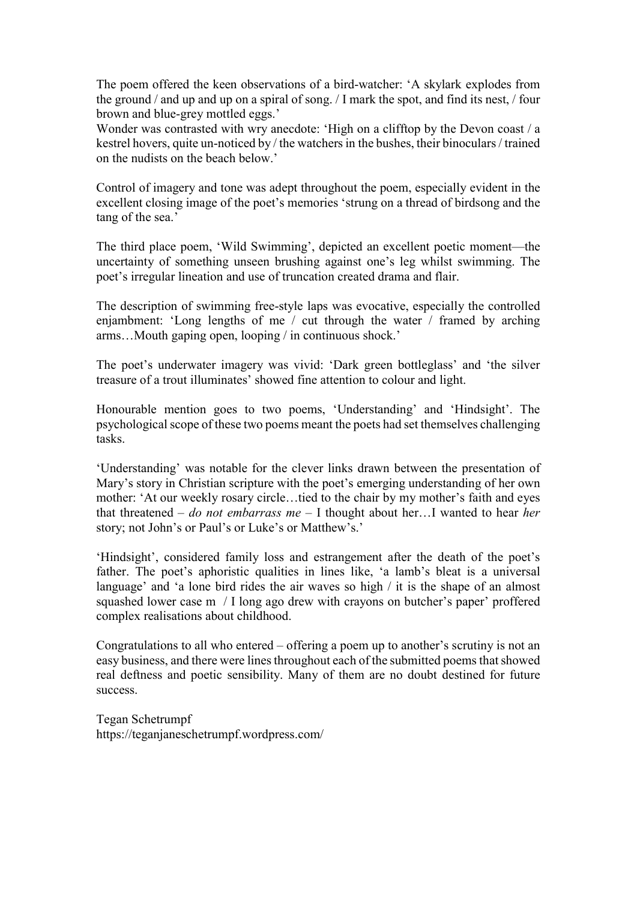The poem offered the keen observations of a bird-watcher: 'A skylark explodes from the ground / and up and up on a spiral of song. / I mark the spot, and find its nest, / four brown and blue-grey mottled eggs.'
Wonder was contrasted with wry anecdote: 'High on a clifftop by the Devon coast / a kestrel hovers, quite un-noticed by / the watchers in the bushes, their binoculars / trained on the nudists on the beach below.'

Control of imagery and tone was adept throughout the poem, especially evident in the excellent closing image of the poet's memories 'strung on a thread of birdsong and the tang of the sea.'

The third place poem, 'Wild Swimming', depicted an excellent poetic moment—the uncertainty of something unseen brushing against one's leg whilst swimming. The poet's irregular lineation and use of truncation created drama and flair.

The description of swimming free-style laps was evocative, especially the controlled enjambment: 'Long lengths of me / cut through the water / framed by arching arms…Mouth gaping open, looping / in continuous shock.'

The poet's underwater imagery was vivid: 'Dark green bottleglass' and 'the silver treasure of a trout illuminates' showed fine attention to colour and light.

Honourable mention goes to two poems, 'Understanding' and 'Hindsight'. The psychological scope of these two poems meant the poets had set themselves challenging tasks.

'Understanding' was notable for the clever links drawn between the presentation of Mary's story in Christian scripture with the poet's emerging understanding of her own mother: 'At our weekly rosary circle…tied to the chair by my mother's faith and eyes that threatened – *do not embarrass me* – I thought about her…I wanted to hear *her* story; not John's or Paul's or Luke's or Matthew's.'

'Hindsight', considered family loss and estrangement after the death of the poet's father. The poet's aphoristic qualities in lines like, 'a lamb's bleat is a universal language' and 'a lone bird rides the air waves so high / it is the shape of an almost squashed lower case m / I long ago drew with crayons on butcher's paper' proffered complex realisations about childhood.

Congratulations to all who entered – offering a poem up to another's scrutiny is not an easy business, and there were lines throughout each of the submitted poems that showed real deftness and poetic sensibility. Many of them are no doubt destined for future success.

Tegan Schetrumpf
https://teganjaneschetrumpf.wordpress.com/